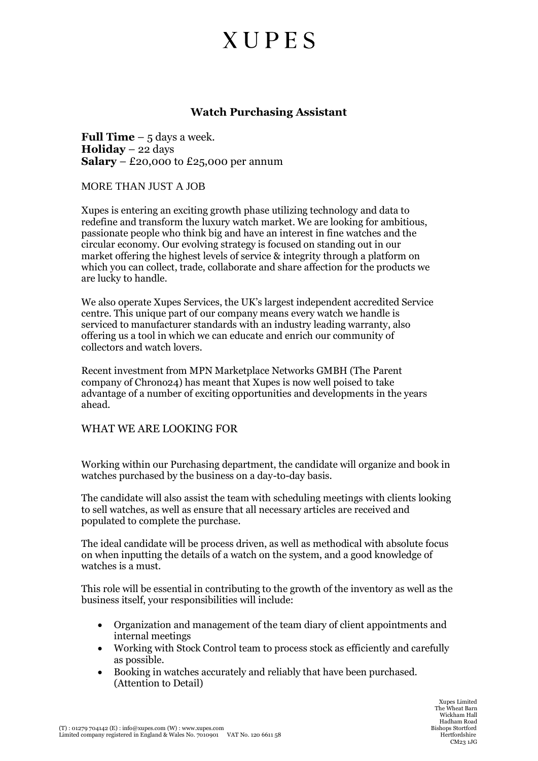# XUPES

## Watch Purchasing Assistant

**Full Time** – 5 days a week.
**Holiday** – 22 days
**Salary** – £20,000 to £25,000 per annum

MORE THAN JUST A JOB

Xupes is entering an exciting growth phase utilizing technology and data to redefine and transform the luxury watch market. We are looking for ambitious, passionate people who think big and have an interest in fine watches and the circular economy. Our evolving strategy is focused on standing out in our market offering the highest levels of service & integrity through a platform on which you can collect, trade, collaborate and share affection for the products we are lucky to handle.

We also operate Xupes Services, the UK's largest independent accredited Service centre. This unique part of our company means every watch we handle is serviced to manufacturer standards with an industry leading warranty, also offering us a tool in which we can educate and enrich our community of collectors and watch lovers.

Recent investment from MPN Marketplace Networks GMBH (The Parent company of Chrono24) has meant that Xupes is now well poised to take advantage of a number of exciting opportunities and developments in the years ahead.

WHAT WE ARE LOOKING FOR

Working within our Purchasing department, the candidate will organize and book in watches purchased by the business on a day-to-day basis.

The candidate will also assist the team with scheduling meetings with clients looking to sell watches, as well as ensure that all necessary articles are received and populated to complete the purchase.

The ideal candidate will be process driven, as well as methodical with absolute focus on when inputting the details of a watch on the system, and a good knowledge of watches is a must.

This role will be essential in contributing to the growth of the inventory as well as the business itself, your responsibilities will include:

- Organization and management of the team diary of client appointments and internal meetings
- Working with Stock Control team to process stock as efficiently and carefully as possible.
- Booking in watches accurately and reliably that have been purchased. (Attention to Detail)

(T) : 01279 704142 (E) : info@xupes.com (W) : www.xupes.com
Limited company registered in England & Wales No. 7010901 VAT No. 120 6611 58

Xupes Limited
The Wheat Barn
Wickham Hall
Hadham Road
Bishops Stortford
Hertfordshire
CM23 1JG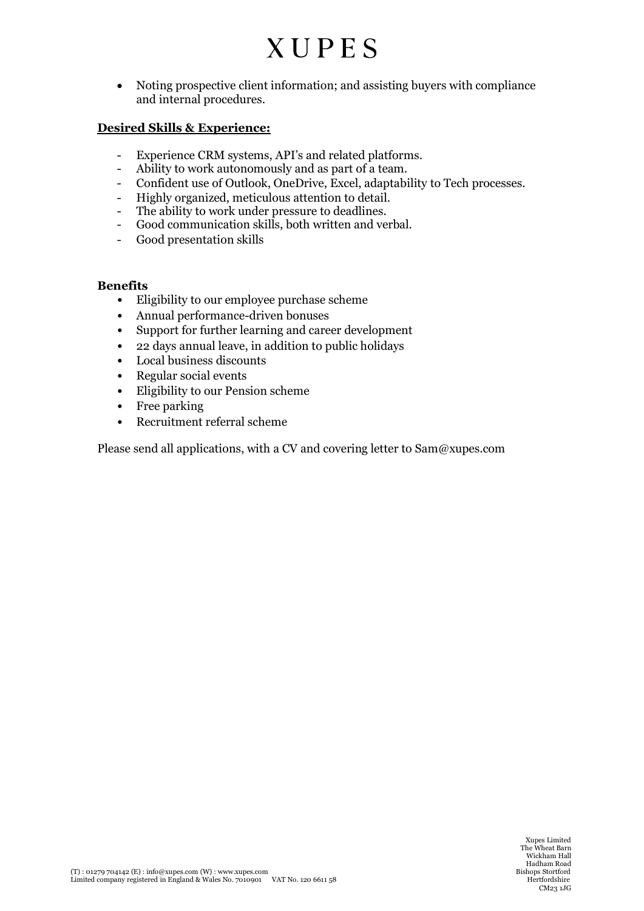- Noting prospective client information; and assisting buyers with compliance and internal procedures.

**Desired Skills & Experience:**

- Experience CRM systems, API's and related platforms.
- Ability to work autonomously and as part of a team.
- Confident use of Outlook, OneDrive, Excel, adaptability to Tech processes.
- Highly organized, meticulous attention to detail.
- The ability to work under pressure to deadlines.
- Good communication skills, both written and verbal.
- Good presentation skills

**Benefits**

- Eligibility to our employee purchase scheme
- Annual performance-driven bonuses
- Support for further learning and career development
- 22 days annual leave, in addition to public holidays
- Local business discounts
- Regular social events
- Eligibility to our Pension scheme
- Free parking
- Recruitment referral scheme

Please send all applications, with a CV and covering letter to Sam@xupes.com